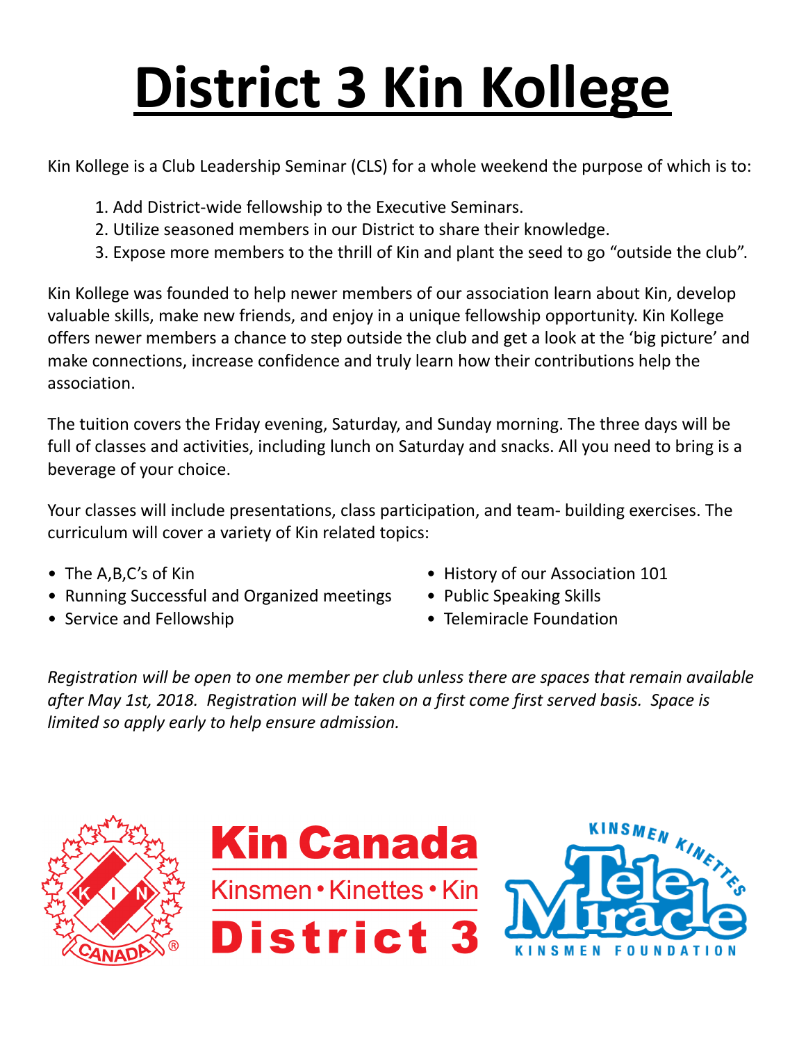# District 3 Kin Kollege

Kin Kollege is a Club Leadership Seminar (CLS) for a whole weekend the purpose of which is to:

1. Add District-wide fellowship to the Executive Seminars.
2. Utilize seasoned members in our District to share their knowledge.
3. Expose more members to the thrill of Kin and plant the seed to go "outside the club".

Kin Kollege was founded to help newer members of our association learn about Kin, develop valuable skills, make new friends, and enjoy in a unique fellowship opportunity. Kin Kollege offers newer members a chance to step outside the club and get a look at the 'big picture' and make connections, increase confidence and truly learn how their contributions help the association.

The tuition covers the Friday evening, Saturday, and Sunday morning. The three days will be full of classes and activities, including lunch on Saturday and snacks. All you need to bring is a beverage of your choice.

Your classes will include presentations, class participation, and team- building exercises. The curriculum will cover a variety of Kin related topics:

- The A,B,C's of Kin
- Running Successful and Organized meetings
- Service and Fellowship
- History of our Association 101
- Public Speaking Skills
- Telemiracle Foundation

*Registration will be open to one member per club unless there are spaces that remain available after May 1st, 2018. Registration will be taken on a first come first served basis. Space is limited so apply early to help ensure admission.*

Kin Canada
Kinsmen • Kinettes • Kin
District 3

Kinsmen Kinettes Telemiracle Kinsmen Foundation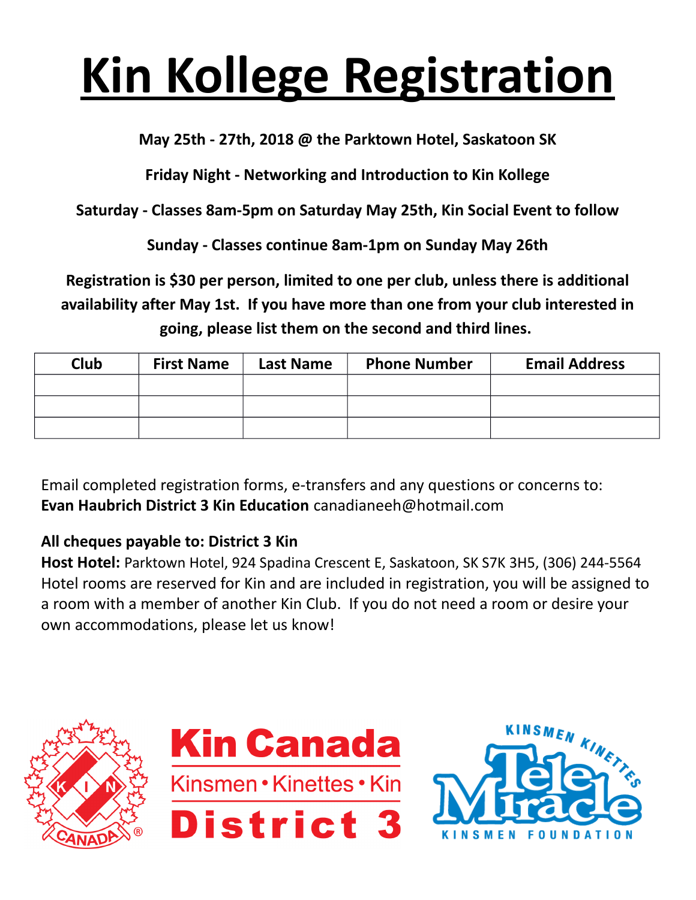# Kin Kollege Registration

**May 25th - 27th, 2018 @ the Parktown Hotel, Saskatoon SK**

**Friday Night - Networking and Introduction to Kin Kollege**

**Saturday - Classes 8am-5pm on Saturday May 25th, Kin Social Event to follow**

**Sunday - Classes continue 8am-1pm on Sunday May 26th**

**Registration is $30 per person, limited to one per club, unless there is additional availability after May 1st. If you have more than one from your club interested in going, please list them on the second and third lines.**

| Club | First Name | Last Name | Phone Number | Email Address |
|---|---|---|---|---|
| | | | | |
| | | | | |
| | | | | |

Email completed registration forms, e-transfers and any questions or concerns to:
**Evan Haubrich District 3 Kin Education** canadianeeh@hotmail.com

**All cheques payable to: District 3 Kin**
**Host Hotel:** Parktown Hotel, 924 Spadina Crescent E, Saskatoon, SK S7K 3H5, (306) 244-5564
Hotel rooms are reserved for Kin and are included in registration, you will be assigned to a room with a member of another Kin Club. If you do not need a room or desire your own accommodations, please let us know!

Kin Canada
Kinsmen • Kinettes • Kin
District 3

Kinsmen Kinettes Telemiracle Kinsmen Foundation